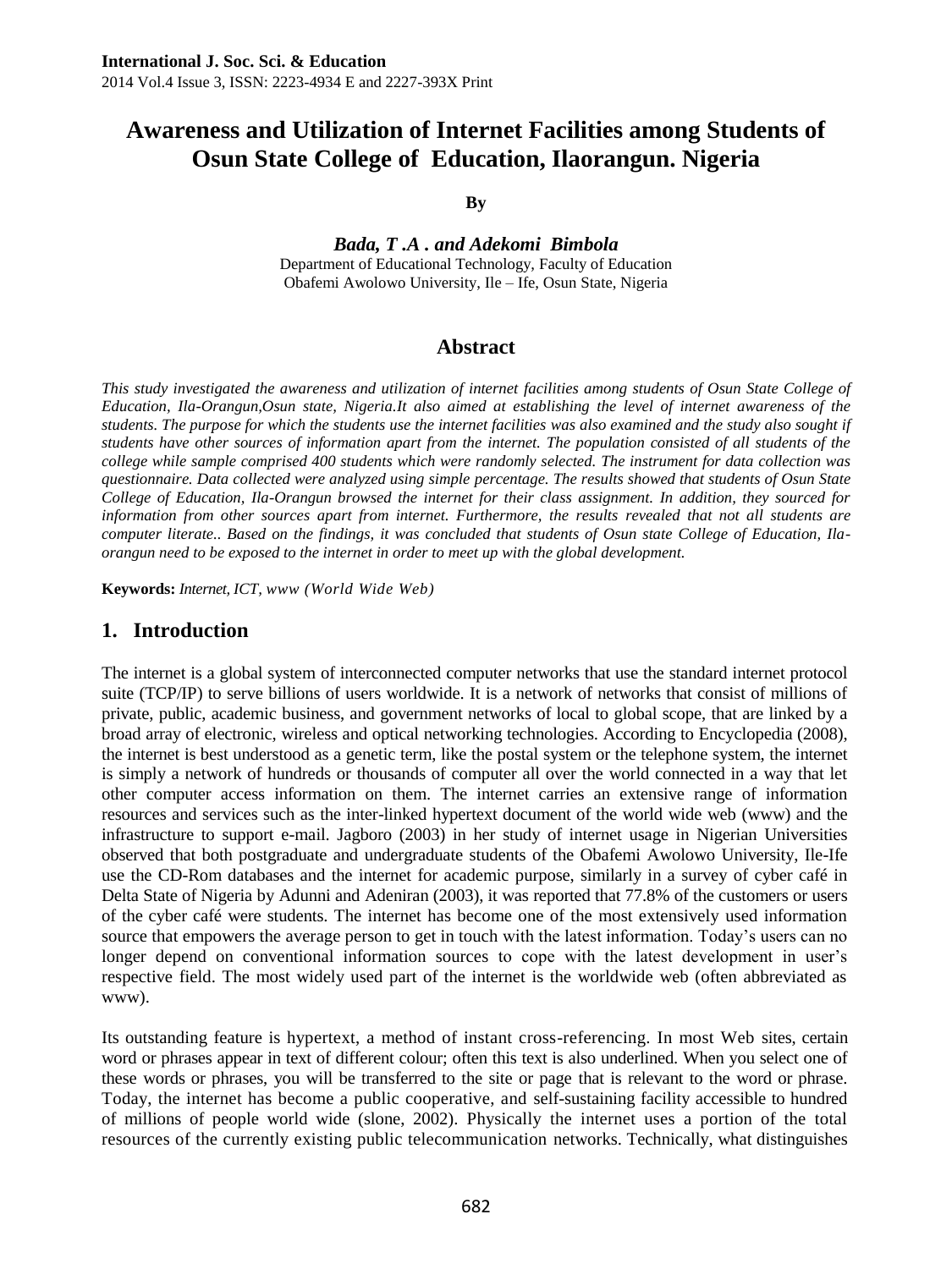# Awareness and Utilization of Internet Facilities among Students of Osun State College of Education, Ilaorangun. Nigeria

**By**

***Bada, T .A . and Adekomi Bimbola***

Department of Educational Technology, Faculty of Education
Obafemi Awolowo University, Ile – Ife, Osun State, Nigeria

## Abstract

*This study investigated the awareness and utilization of internet facilities among students of Osun State College of Education, Ila-Orangun,Osun state, Nigeria.It also aimed at establishing the level of internet awareness of the students. The purpose for which the students use the internet facilities was also examined and the study also sought if students have other sources of information apart from the internet. The population consisted of all students of the college while sample comprised 400 students which were randomly selected. The instrument for data collection was questionnaire. Data collected were analyzed using simple percentage. The results showed that students of Osun State College of Education, Ila-Orangun browsed the internet for their class assignment. In addition, they sourced for information from other sources apart from internet. Furthermore, the results revealed that not all students are computer literate.. Based on the findings, it was concluded that students of Osun state College of Education, Ila-orangun need to be exposed to the internet in order to meet up with the global development.*

**Keywords:** *Internet, ICT, www (World Wide Web)*

## 1. Introduction

The internet is a global system of interconnected computer networks that use the standard internet protocol suite (TCP/IP) to serve billions of users worldwide. It is a network of networks that consist of millions of private, public, academic business, and government networks of local to global scope, that are linked by a broad array of electronic, wireless and optical networking technologies. According to Encyclopedia (2008), the internet is best understood as a genetic term, like the postal system or the telephone system, the internet is simply a network of hundreds or thousands of computer all over the world connected in a way that let other computer access information on them. The internet carries an extensive range of information resources and services such as the inter-linked hypertext document of the world wide web (www) and the infrastructure to support e-mail. Jagboro (2003) in her study of internet usage in Nigerian Universities observed that both postgraduate and undergraduate students of the Obafemi Awolowo University, Ile-Ife use the CD-Rom databases and the internet for academic purpose, similarly in a survey of cyber café in Delta State of Nigeria by Adunni and Adeniran (2003), it was reported that 77.8% of the customers or users of the cyber café were students. The internet has become one of the most extensively used information source that empowers the average person to get in touch with the latest information. Today's users can no longer depend on conventional information sources to cope with the latest development in user's respective field. The most widely used part of the internet is the worldwide web (often abbreviated as www).

Its outstanding feature is hypertext, a method of instant cross-referencing. In most Web sites, certain word or phrases appear in text of different colour; often this text is also underlined. When you select one of these words or phrases, you will be transferred to the site or page that is relevant to the word or phrase. Today, the internet has become a public cooperative, and self-sustaining facility accessible to hundred of millions of people world wide (slone, 2002). Physically the internet uses a portion of the total resources of the currently existing public telecommunication networks. Technically, what distinguishes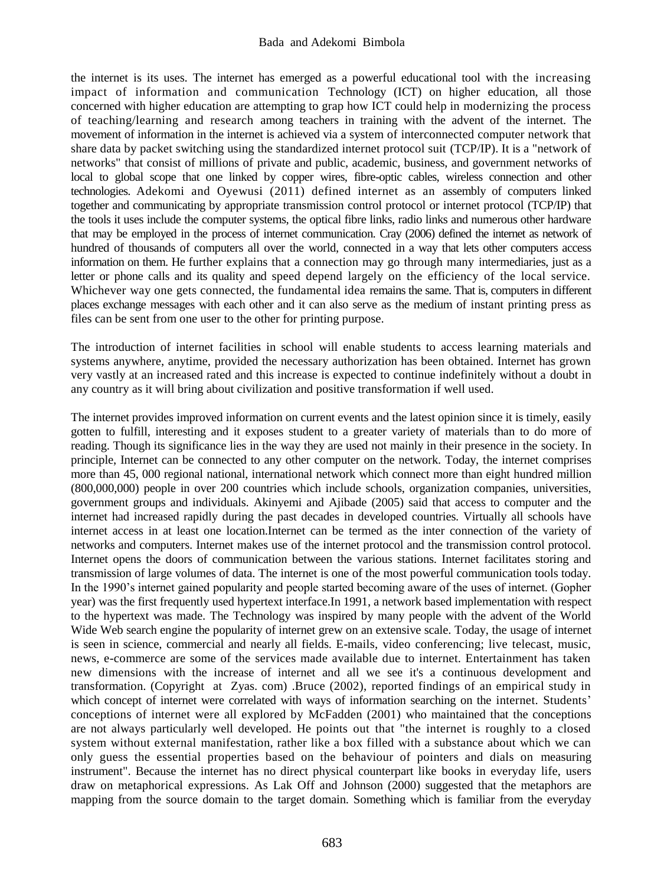the internet is its uses. The internet has emerged as a powerful educational tool with the increasing impact of information and communication Technology (ICT) on higher education, all those concerned with higher education are attempting to grap how ICT could help in modernizing the process of teaching/learning and research among teachers in training with the advent of the internet. The movement of information in the internet is achieved via a system of interconnected computer network that share data by packet switching using the standardized internet protocol suit (TCP/IP). It is a "network of networks" that consist of millions of private and public, academic, business, and government networks of local to global scope that one linked by copper wires, fibre-optic cables, wireless connection and other technologies. Adekomi and Oyewusi (2011) defined internet as an assembly of computers linked together and communicating by appropriate transmission control protocol or internet protocol (TCP/IP) that the tools it uses include the computer systems, the optical fibre links, radio links and numerous other hardware that may be employed in the process of internet communication. Cray (2006) defined the internet as network of hundred of thousands of computers all over the world, connected in a way that lets other computers access information on them. He further explains that a connection may go through many intermediaries, just as a letter or phone calls and its quality and speed depend largely on the efficiency of the local service. Whichever way one gets connected, the fundamental idea remains the same. That is, computers in different places exchange messages with each other and it can also serve as the medium of instant printing press as files can be sent from one user to the other for printing purpose.

The introduction of internet facilities in school will enable students to access learning materials and systems anywhere, anytime, provided the necessary authorization has been obtained. Internet has grown very vastly at an increased rated and this increase is expected to continue indefinitely without a doubt in any country as it will bring about civilization and positive transformation if well used.

The internet provides improved information on current events and the latest opinion since it is timely, easily gotten to fulfill, interesting and it exposes student to a greater variety of materials than to do more of reading. Though its significance lies in the way they are used not mainly in their presence in the society. In principle, Internet can be connected to any other computer on the network. Today, the internet comprises more than 45, 000 regional national, international network which connect more than eight hundred million (800,000,000) people in over 200 countries which include schools, organization companies, universities, government groups and individuals. Akinyemi and Ajibade (2005) said that access to computer and the internet had increased rapidly during the past decades in developed countries. Virtually all schools have internet access in at least one location.Internet can be termed as the inter connection of the variety of networks and computers. Internet makes use of the internet protocol and the transmission control protocol. Internet opens the doors of communication between the various stations. Internet facilitates storing and transmission of large volumes of data. The internet is one of the most powerful communication tools today. In the 1990's internet gained popularity and people started becoming aware of the uses of internet. (Gopher year) was the first frequently used hypertext interface.In 1991, a network based implementation with respect to the hypertext was made. The Technology was inspired by many people with the advent of the World Wide Web search engine the popularity of internet grew on an extensive scale. Today, the usage of internet is seen in science, commercial and nearly all fields. E-mails, video conferencing; live telecast, music, news, e-commerce are some of the services made available due to internet. Entertainment has taken new dimensions with the increase of internet and all we see it's a continuous development and transformation. (Copyright at Zyas. com) .Bruce (2002), reported findings of an empirical study in which concept of internet were correlated with ways of information searching on the internet. Students' conceptions of internet were all explored by McFadden (2001) who maintained that the conceptions are not always particularly well developed. He points out that "the internet is roughly to a closed system without external manifestation, rather like a box filled with a substance about which we can only guess the essential properties based on the behaviour of pointers and dials on measuring instrument". Because the internet has no direct physical counterpart like books in everyday life, users draw on metaphorical expressions. As Lak Off and Johnson (2000) suggested that the metaphors are mapping from the source domain to the target domain. Something which is familiar from the everyday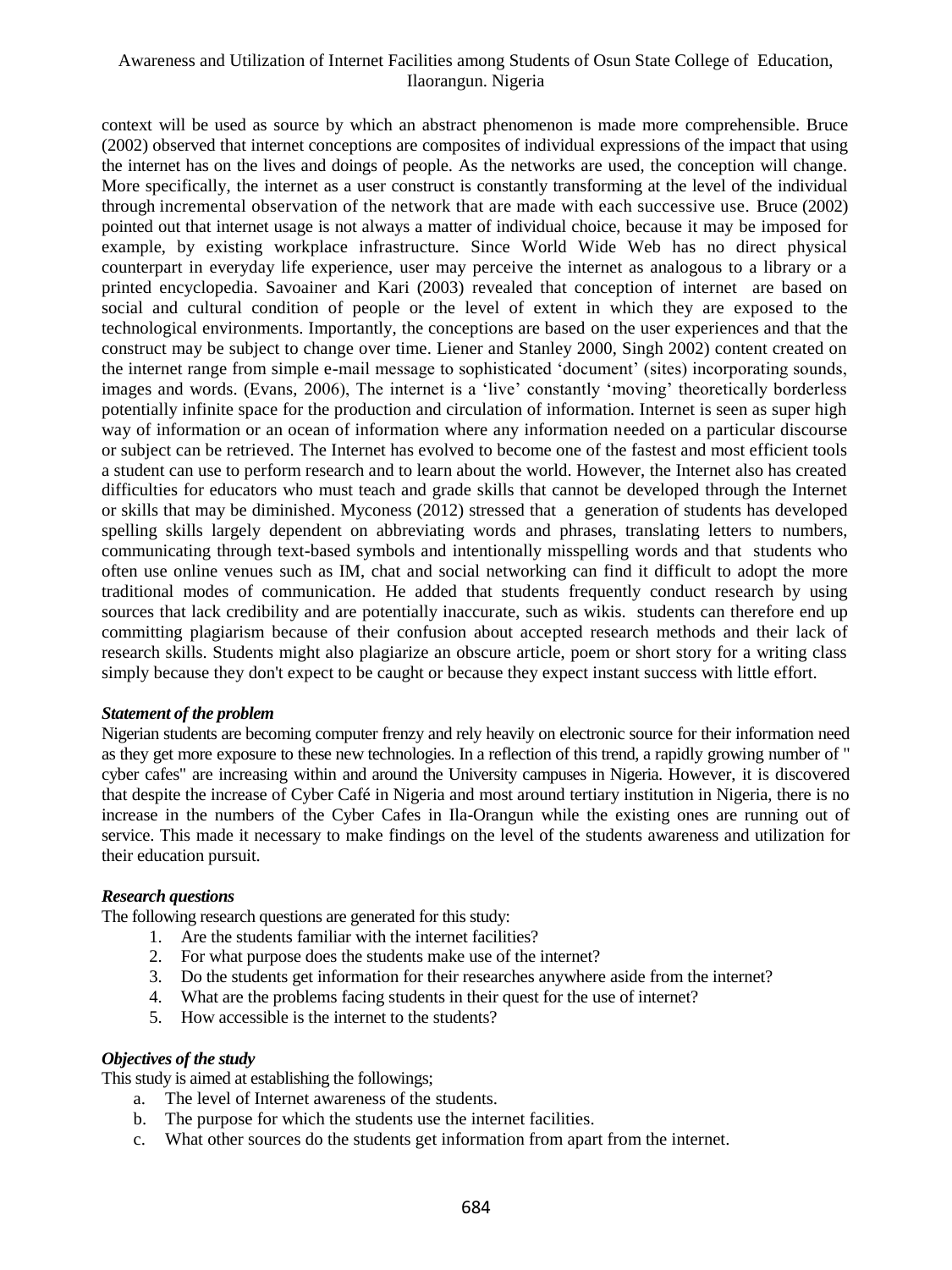context will be used as source by which an abstract phenomenon is made more comprehensible. Bruce (2002) observed that internet conceptions are composites of individual expressions of the impact that using the internet has on the lives and doings of people. As the networks are used, the conception will change. More specifically, the internet as a user construct is constantly transforming at the level of the individual through incremental observation of the network that are made with each successive use. Bruce (2002) pointed out that internet usage is not always a matter of individual choice, because it may be imposed for example, by existing workplace infrastructure. Since World Wide Web has no direct physical counterpart in everyday life experience, user may perceive the internet as analogous to a library or a printed encyclopedia. Savoainer and Kari (2003) revealed that conception of internet are based on social and cultural condition of people or the level of extent in which they are exposed to the technological environments. Importantly, the conceptions are based on the user experiences and that the construct may be subject to change over time. Liener and Stanley 2000, Singh 2002) content created on the internet range from simple e-mail message to sophisticated 'document' (sites) incorporating sounds, images and words. (Evans, 2006), The internet is a 'live' constantly 'moving' theoretically borderless potentially infinite space for the production and circulation of information. Internet is seen as super high way of information or an ocean of information where any information needed on a particular discourse or subject can be retrieved. The Internet has evolved to become one of the fastest and most efficient tools a student can use to perform research and to learn about the world. However, the Internet also has created difficulties for educators who must teach and grade skills that cannot be developed through the Internet or skills that may be diminished. Myconess (2012) stressed that a generation of students has developed spelling skills largely dependent on abbreviating words and phrases, translating letters to numbers, communicating through text-based symbols and intentionally misspelling words and that students who often use online venues such as IM, chat and social networking can find it difficult to adopt the more traditional modes of communication. He added that students frequently conduct research by using sources that lack credibility and are potentially inaccurate, such as wikis. students can therefore end up committing plagiarism because of their confusion about accepted research methods and their lack of research skills. Students might also plagiarize an obscure article, poem or short story for a writing class simply because they don't expect to be caught or because they expect instant success with little effort.

***Statement of the problem***

Nigerian students are becoming computer frenzy and rely heavily on electronic source for their information need as they get more exposure to these new technologies. In a reflection of this trend, a rapidly growing number of " cyber cafes" are increasing within and around the University campuses in Nigeria. However, it is discovered that despite the increase of Cyber Café in Nigeria and most around tertiary institution in Nigeria, there is no increase in the numbers of the Cyber Cafes in Ila-Orangun while the existing ones are running out of service. This made it necessary to make findings on the level of the students awareness and utilization for their education pursuit.

***Research questions***

The following research questions are generated for this study:

1. Are the students familiar with the internet facilities?
2. For what purpose does the students make use of the internet?
3. Do the students get information for their researches anywhere aside from the internet?
4. What are the problems facing students in their quest for the use of internet?
5. How accessible is the internet to the students?

***Objectives of the study***

This study is aimed at establishing the followings;

a. The level of Internet awareness of the students.
b. The purpose for which the students use the internet facilities.
c. What other sources do the students get information from apart from the internet.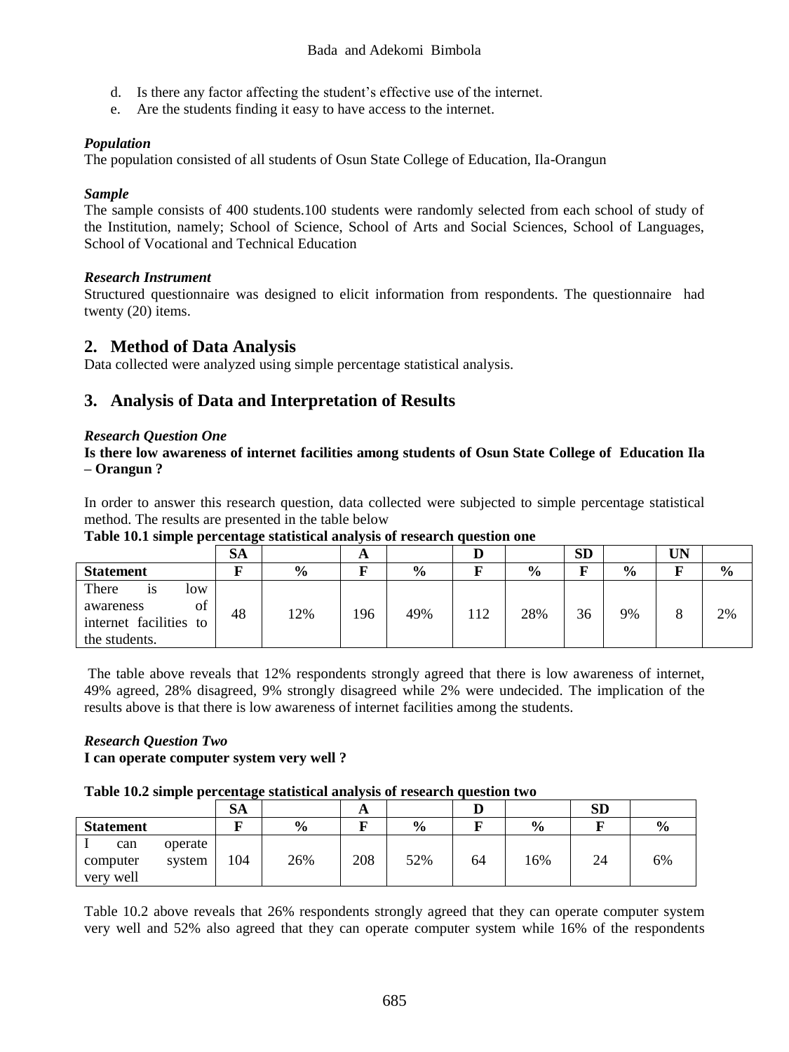d. Is there any factor affecting the student's effective use of the internet.
e. Are the students finding it easy to have access to the internet.

***Population***

The population consisted of all students of Osun State College of Education, Ila-Orangun

***Sample***

The sample consists of 400 students.100 students were randomly selected from each school of study of the Institution, namely; School of Science, School of Arts and Social Sciences, School of Languages, School of Vocational and Technical Education

***Research Instrument***

Structured questionnaire was designed to elicit information from respondents. The questionnaire had twenty (20) items.

## 2. Method of Data Analysis

Data collected were analyzed using simple percentage statistical analysis.

## 3. Analysis of Data and Interpretation of Results

***Research Question One***

**Is there low awareness of internet facilities among students of Osun State College of Education Ila – Orangun ?**

In order to answer this research question, data collected were subjected to simple percentage statistical method. The results are presented in the table below

**Table 10.1 simple percentage statistical analysis of research question one**

| | SA | | A | | D | | SD | | UN | |
|---|---|---|---|---|---|---|---|---|---|---|
| **Statement** | **F** | **%** | **F** | **%** | **F** | **%** | **F** | **%** | **F** | **%** |
| There is low awareness of internet facilities to the students. | 48 | 12% | 196 | 49% | 112 | 28% | 36 | 9% | 8 | 2% |

The table above reveals that 12% respondents strongly agreed that there is low awareness of internet, 49% agreed, 28% disagreed, 9% strongly disagreed while 2% were undecided. The implication of the results above is that there is low awareness of internet facilities among the students.

***Research Question Two***

**I can operate computer system very well ?**

**Table 10.2 simple percentage statistical analysis of research question two**

| | SA | | A | | D | | SD | |
|---|---|---|---|---|---|---|---|---|
| **Statement** | **F** | **%** | **F** | **%** | **F** | **%** | **F** | **%** |
| I can operate computer system very well | 104 | 26% | 208 | 52% | 64 | 16% | 24 | 6% |

Table 10.2 above reveals that 26% respondents strongly agreed that they can operate computer system very well and 52% also agreed that they can operate computer system while 16% of the respondents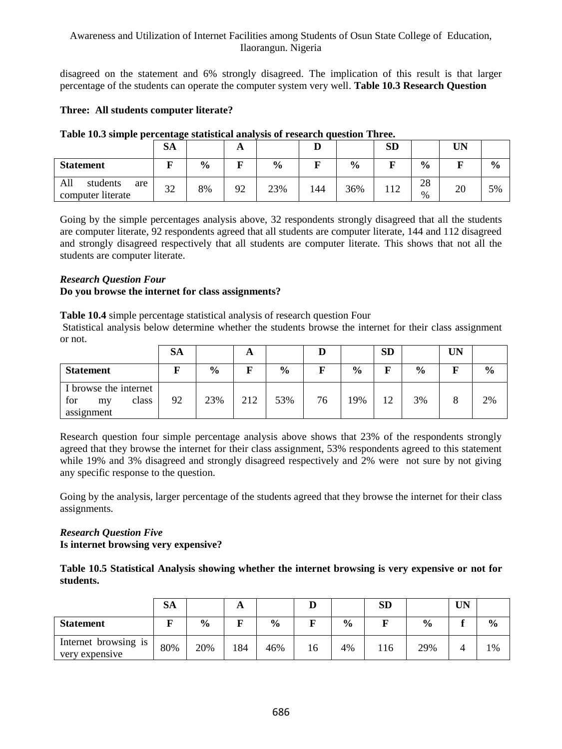disagreed on the statement and 6% strongly disagreed. The implication of this result is that larger percentage of the students can operate the computer system very well. **Table 10.3 Research Question Three: All students computer literate?**

**Table 10.3 simple percentage statistical analysis of research question Three.**

| | SA | | A | | D | | SD | | UN | |
|---|---|---|---|---|---|---|---|---|---|---|
| **Statement** | **F** | **%** | **F** | **%** | **F** | **%** | **F** | **%** | **F** | **%** |
| All students are computer literate | 32 | 8% | 92 | 23% | 144 | 36% | 112 | 28 % | 20 | 5% |

Going by the simple percentages analysis above, 32 respondents strongly disagreed that all the students are computer literate, 92 respondents agreed that all students are computer literate, 144 and 112 disagreed and strongly disagreed respectively that all students are computer literate. This shows that not all the students are computer literate.

### *Research Question Four*

**Do you browse the internet for class assignments?**

**Table 10.4** simple percentage statistical analysis of research question Four

Statistical analysis below determine whether the students browse the internet for their class assignment or not.

| | SA | | A | | D | | SD | | UN | |
|---|---|---|---|---|---|---|---|---|---|---|
| **Statement** | **F** | **%** | **F** | **%** | **F** | **%** | **F** | **%** | **F** | **%** |
| I browse the internet for my class assignment | 92 | 23% | 212 | 53% | 76 | 19% | 12 | 3% | 8 | 2% |

Research question four simple percentage analysis above shows that 23% of the respondents strongly agreed that they browse the internet for their class assignment, 53% respondents agreed to this statement while 19% and 3% disagreed and strongly disagreed respectively and 2% were not sure by not giving any specific response to the question.

Going by the analysis, larger percentage of the students agreed that they browse the internet for their class assignments.

### *Research Question Five*

**Is internet browsing very expensive?**

**Table 10.5 Statistical Analysis showing whether the internet browsing is very expensive or not for students.**

| | SA | | A | | D | | SD | | UN | |
|---|---|---|---|---|---|---|---|---|---|---|
| **Statement** | **F** | **%** | **F** | **%** | **F** | **%** | **F** | **%** | **f** | **%** |
| Internet browsing is very expensive | 80% | 20% | 184 | 46% | 16 | 4% | 116 | 29% | 4 | 1% |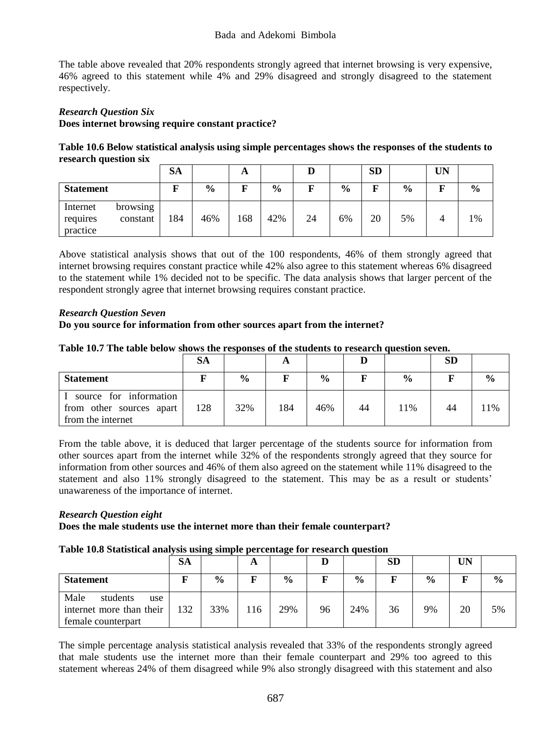The table above revealed that 20% respondents strongly agreed that internet browsing is very expensive, 46% agreed to this statement while 4% and 29% disagreed and strongly disagreed to the statement respectively.

***Research Question Six***

**Does internet browsing require constant practice?**

**Table 10.6 Below statistical analysis using simple percentages shows the responses of the students to research question six**

| | SA | | A | | D | | SD | | UN | |
|---|---|---|---|---|---|---|---|---|---|---|
| **Statement** | **F** | **%** | **F** | **%** | **F** | **%** | **F** | **%** | **F** | **%** |
| Internet browsing requires constant practice | 184 | 46% | 168 | 42% | 24 | 6% | 20 | 5% | 4 | 1% |

Above statistical analysis shows that out of the 100 respondents, 46% of them strongly agreed that internet browsing requires constant practice while 42% also agree to this statement whereas 6% disagreed to the statement while 1% decided not to be specific. The data analysis shows that larger percent of the respondent strongly agree that internet browsing requires constant practice.

***Research Question Seven***

**Do you source for information from other sources apart from the internet?**

**Table 10.7 The table below shows the responses of the students to research question seven.**

| | SA | | A | | D | | SD | |
|---|---|---|---|---|---|---|---|---|
| **Statement** | **F** | **%** | **F** | **%** | **F** | **%** | **F** | **%** |
| I source for information from other sources apart from the internet | 128 | 32% | 184 | 46% | 44 | 11% | 44 | 11% |

From the table above, it is deduced that larger percentage of the students source for information from other sources apart from the internet while 32% of the respondents strongly agreed that they source for information from other sources and 46% of them also agreed on the statement while 11% disagreed to the statement and also 11% strongly disagreed to the statement. This may be as a result or students' unawareness of the importance of internet.

***Research Question eight***

**Does the male students use the internet more than their female counterpart?**

**Table 10.8 Statistical analysis using simple percentage for research question**

| | SA | | A | | D | | SD | | UN | |
|---|---|---|---|---|---|---|---|---|---|---|
| **Statement** | **F** | **%** | **F** | **%** | **F** | **%** | **F** | **%** | **F** | **%** |
| Male students use internet more than their female counterpart | 132 | 33% | 116 | 29% | 96 | 24% | 36 | 9% | 20 | 5% |

The simple percentage analysis statistical analysis revealed that 33% of the respondents strongly agreed that male students use the internet more than their female counterpart and 29% too agreed to this statement whereas 24% of them disagreed while 9% also strongly disagreed with this statement and also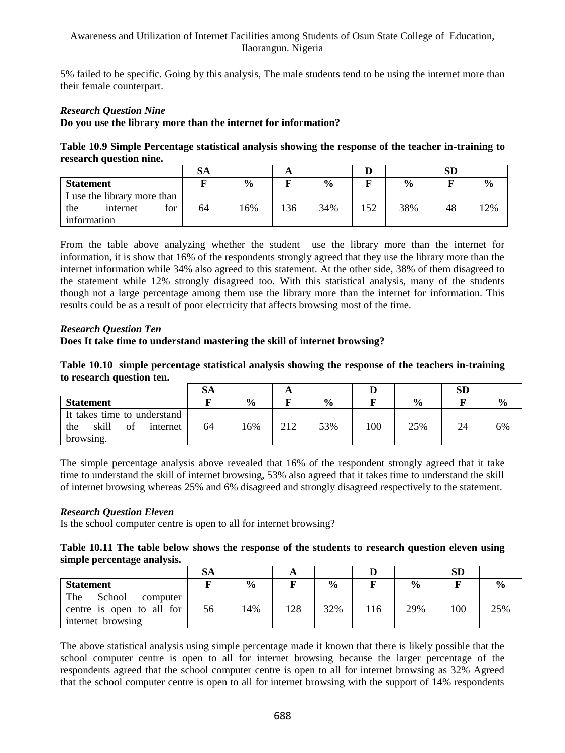5% failed to be specific. Going by this analysis, The male students tend to be using the internet more than their female counterpart.

***Research Question Nine***

**Do you use the library more than the internet for information?**

**Table 10.9 Simple Percentage statistical analysis showing the response of the teacher in-training to research question nine.**

| | SA | | A | | D | | SD | |
|---|---|---|---|---|---|---|---|---|
| **Statement** | **F** | **%** | **F** | **%** | **F** | **%** | **F** | **%** |
| I use the library more than the internet for information | 64 | 16% | 136 | 34% | 152 | 38% | 48 | 12% |

From the table above analyzing whether the student use the library more than the internet for information, it is show that 16% of the respondents strongly agreed that they use the library more than the internet information while 34% also agreed to this statement. At the other side, 38% of them disagreed to the statement while 12% strongly disagreed too. With this statistical analysis, many of the students though not a large percentage among them use the library more than the internet for information. This results could be as a result of poor electricity that affects browsing most of the time.

***Research Question Ten***

**Does It take time to understand mastering the skill of internet browsing?**

**Table 10.10 simple percentage statistical analysis showing the response of the teachers in-training to research question ten.**

| | SA | | A | | D | | SD | |
|---|---|---|---|---|---|---|---|---|
| **Statement** | **F** | **%** | **F** | **%** | **F** | **%** | **F** | **%** |
| It takes time to understand the skill of internet browsing. | 64 | 16% | 212 | 53% | 100 | 25% | 24 | 6% |

The simple percentage analysis above revealed that 16% of the respondent strongly agreed that it take time to understand the skill of internet browsing, 53% also agreed that it takes time to understand the skill of internet browsing whereas 25% and 6% disagreed and strongly disagreed respectively to the statement.

***Research Question Eleven***

Is the school computer centre is open to all for internet browsing?

**Table 10.11 The table below shows the response of the students to research question eleven using simple percentage analysis.**

| | SA | | A | | D | | SD | |
|---|---|---|---|---|---|---|---|---|
| **Statement** | **F** | **%** | **F** | **%** | **F** | **%** | **F** | **%** |
| The School computer centre is open to all for internet browsing | 56 | 14% | 128 | 32% | 116 | 29% | 100 | 25% |

The above statistical analysis using simple percentage made it known that there is likely possible that the school computer centre is open to all for internet browsing because the larger percentage of the respondents agreed that the school computer centre is open to all for internet browsing as 32% Agreed that the school computer centre is open to all for internet browsing with the support of 14% respondents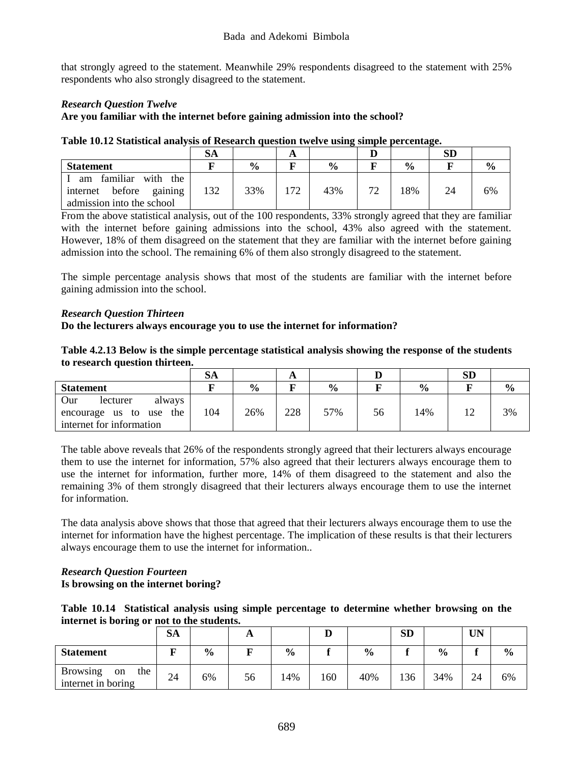that strongly agreed to the statement. Meanwhile 29% respondents disagreed to the statement with 25% respondents who also strongly disagreed to the statement.

***Research Question Twelve***

**Are you familiar with the internet before gaining admission into the school?**

**Table 10.12 Statistical analysis of Research question twelve using simple percentage.**

| | SA | | A | | D | | SD | |
|---|---|---|---|---|---|---|---|---|
| **Statement** | **F** | **%** | **F** | **%** | **F** | **%** | **F** | **%** |
| I am familiar with the internet before gaining admission into the school | 132 | 33% | 172 | 43% | 72 | 18% | 24 | 6% |

From the above statistical analysis, out of the 100 respondents, 33% strongly agreed that they are familiar with the internet before gaining admissions into the school, 43% also agreed with the statement. However, 18% of them disagreed on the statement that they are familiar with the internet before gaining admission into the school. The remaining 6% of them also strongly disagreed to the statement.

The simple percentage analysis shows that most of the students are familiar with the internet before gaining admission into the school.

***Research Question Thirteen***

**Do the lecturers always encourage you to use the internet for information?**

**Table 4.2.13 Below is the simple percentage statistical analysis showing the response of the students to research question thirteen.**

| | SA | | A | | D | | SD | |
|---|---|---|---|---|---|---|---|---|
| **Statement** | **F** | **%** | **F** | **%** | **F** | **%** | **F** | **%** |
| Our lecturer always encourage us to use the internet for information | 104 | 26% | 228 | 57% | 56 | 14% | 12 | 3% |

The table above reveals that 26% of the respondents strongly agreed that their lecturers always encourage them to use the internet for information, 57% also agreed that their lecturers always encourage them to use the internet for information, further more, 14% of them disagreed to the statement and also the remaining 3% of them strongly disagreed that their lecturers always encourage them to use the internet for information.

The data analysis above shows that those that agreed that their lecturers always encourage them to use the internet for information have the highest percentage. The implication of these results is that their lecturers always encourage them to use the internet for information..

***Research Question Fourteen***

**Is browsing on the internet boring?**

**Table 10.14 Statistical analysis using simple percentage to determine whether browsing on the internet is boring or not to the students.**

| | SA | | A | | D | | SD | | UN | |
|---|---|---|---|---|---|---|---|---|---|---|
| **Statement** | **F** | **%** | **F** | **%** | **f** | **%** | **f** | **%** | **f** | **%** |
| Browsing on the internet in boring | 24 | 6% | 56 | 14% | 160 | 40% | 136 | 34% | 24 | 6% |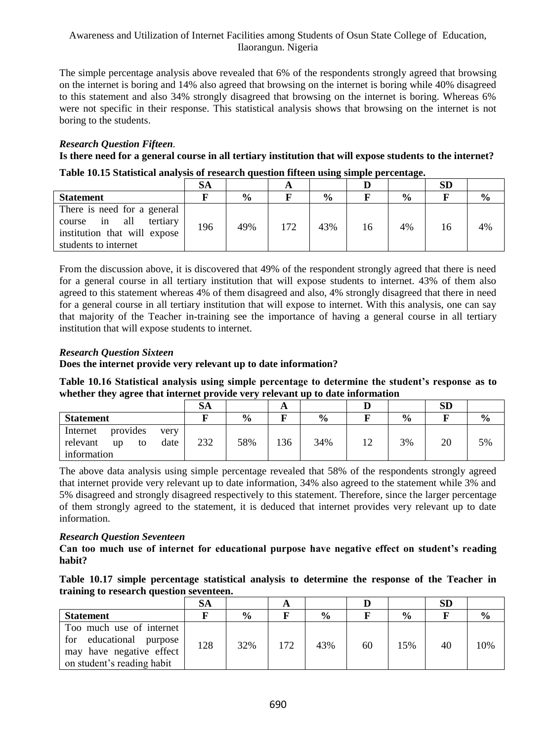The simple percentage analysis above revealed that 6% of the respondents strongly agreed that browsing on the internet is boring and 14% also agreed that browsing on the internet is boring while 40% disagreed to this statement and also 34% strongly disagreed that browsing on the internet is boring. Whereas 6% were not specific in their response. This statistical analysis shows that browsing on the internet is not boring to the students.

***Research Question Fifteen*.**

**Is there need for a general course in all tertiary institution that will expose students to the internet?**

**Table 10.15 Statistical analysis of research question fifteen using simple percentage.**

| | SA | | A | | D | | SD | |
|---|---|---|---|---|---|---|---|---|
| **Statement** | **F** | **%** | **F** | **%** | **F** | **%** | **F** | **%** |
| There is need for a general course in all tertiary institution that will expose students to internet | 196 | 49% | 172 | 43% | 16 | 4% | 16 | 4% |

From the discussion above, it is discovered that 49% of the respondent strongly agreed that there is need for a general course in all tertiary institution that will expose students to internet. 43% of them also agreed to this statement whereas 4% of them disagreed and also, 4% strongly disagreed that there in need for a general course in all tertiary institution that will expose to internet. With this analysis, one can say that majority of the Teacher in-training see the importance of having a general course in all tertiary institution that will expose students to internet.

***Research Question Sixteen***

**Does the internet provide very relevant up to date information?**

**Table 10.16 Statistical analysis using simple percentage to determine the student's response as to whether they agree that internet provide very relevant up to date information**

| | SA | | A | | D | | SD | |
|---|---|---|---|---|---|---|---|---|
| **Statement** | **F** | **%** | **F** | **%** | **F** | **%** | **F** | **%** |
| Internet provides very relevant up to date information | 232 | 58% | 136 | 34% | 12 | 3% | 20 | 5% |

The above data analysis using simple percentage revealed that 58% of the respondents strongly agreed that internet provide very relevant up to date information, 34% also agreed to the statement while 3% and 5% disagreed and strongly disagreed respectively to this statement. Therefore, since the larger percentage of them strongly agreed to the statement, it is deduced that internet provides very relevant up to date information.

***Research Question Seventeen***

**Can too much use of internet for educational purpose have negative effect on student's reading habit?**

**Table 10.17 simple percentage statistical analysis to determine the response of the Teacher in training to research question seventeen.**

| | SA | | A | | D | | SD | |
|---|---|---|---|---|---|---|---|---|
| **Statement** | **F** | **%** | **F** | **%** | **F** | **%** | **F** | **%** |
| Too much use of internet for educational purpose may have negative effect on student's reading habit | 128 | 32% | 172 | 43% | 60 | 15% | 40 | 10% |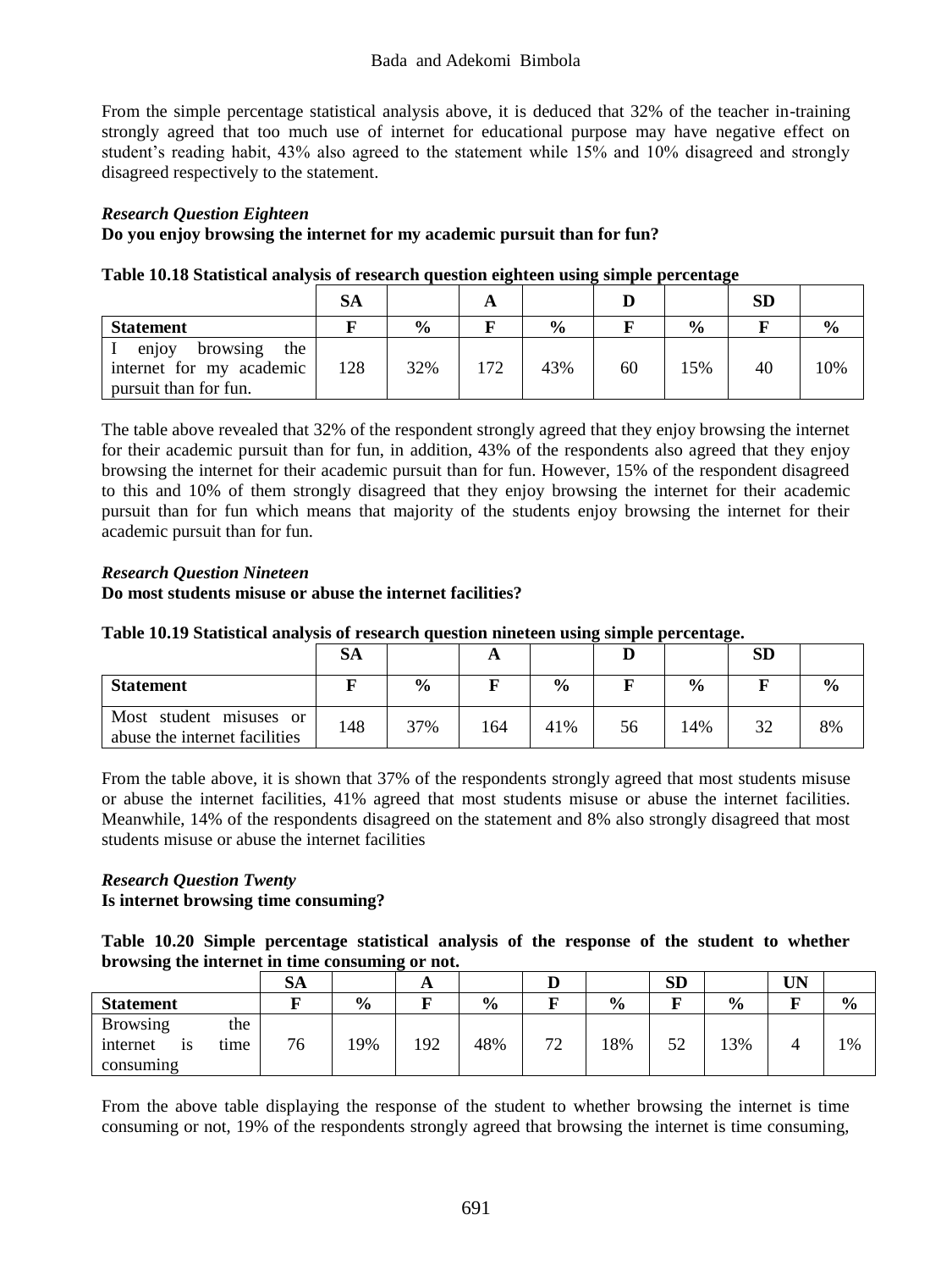From the simple percentage statistical analysis above, it is deduced that 32% of the teacher in-training strongly agreed that too much use of internet for educational purpose may have negative effect on student's reading habit, 43% also agreed to the statement while 15% and 10% disagreed and strongly disagreed respectively to the statement.

***Research Question Eighteen***

**Do you enjoy browsing the internet for my academic pursuit than for fun?**

**Table 10.18 Statistical analysis of research question eighteen using simple percentage**

| | SA | | A | | D | | SD | |
|---|---|---|---|---|---|---|---|---|
| **Statement** | **F** | **%** | **F** | **%** | **F** | **%** | **F** | **%** |
| I enjoy browsing the internet for my academic pursuit than for fun. | 128 | 32% | 172 | 43% | 60 | 15% | 40 | 10% |

The table above revealed that 32% of the respondent strongly agreed that they enjoy browsing the internet for their academic pursuit than for fun, in addition, 43% of the respondents also agreed that they enjoy browsing the internet for their academic pursuit than for fun. However, 15% of the respondent disagreed to this and 10% of them strongly disagreed that they enjoy browsing the internet for their academic pursuit than for fun which means that majority of the students enjoy browsing the internet for their academic pursuit than for fun.

***Research Question Nineteen***

**Do most students misuse or abuse the internet facilities?**

**Table 10.19 Statistical analysis of research question nineteen using simple percentage.**

| | SA | | A | | D | | SD | |
|---|---|---|---|---|---|---|---|---|
| **Statement** | **F** | **%** | **F** | **%** | **F** | **%** | **F** | **%** |
| Most student misuses or abuse the internet facilities | 148 | 37% | 164 | 41% | 56 | 14% | 32 | 8% |

From the table above, it is shown that 37% of the respondents strongly agreed that most students misuse or abuse the internet facilities, 41% agreed that most students misuse or abuse the internet facilities. Meanwhile, 14% of the respondents disagreed on the statement and 8% also strongly disagreed that most students misuse or abuse the internet facilities

***Research Question Twenty***

**Is internet browsing time consuming?**

**Table 10.20 Simple percentage statistical analysis of the response of the student to whether browsing the internet in time consuming or not.**

| | SA | | A | | D | | SD | | UN | |
|---|---|---|---|---|---|---|---|---|---|---|
| **Statement** | **F** | **%** | **F** | **%** | **F** | **%** | **F** | **%** | **F** | **%** |
| Browsing the internet is time consuming | 76 | 19% | 192 | 48% | 72 | 18% | 52 | 13% | 4 | 1% |

From the above table displaying the response of the student to whether browsing the internet is time consuming or not, 19% of the respondents strongly agreed that browsing the internet is time consuming,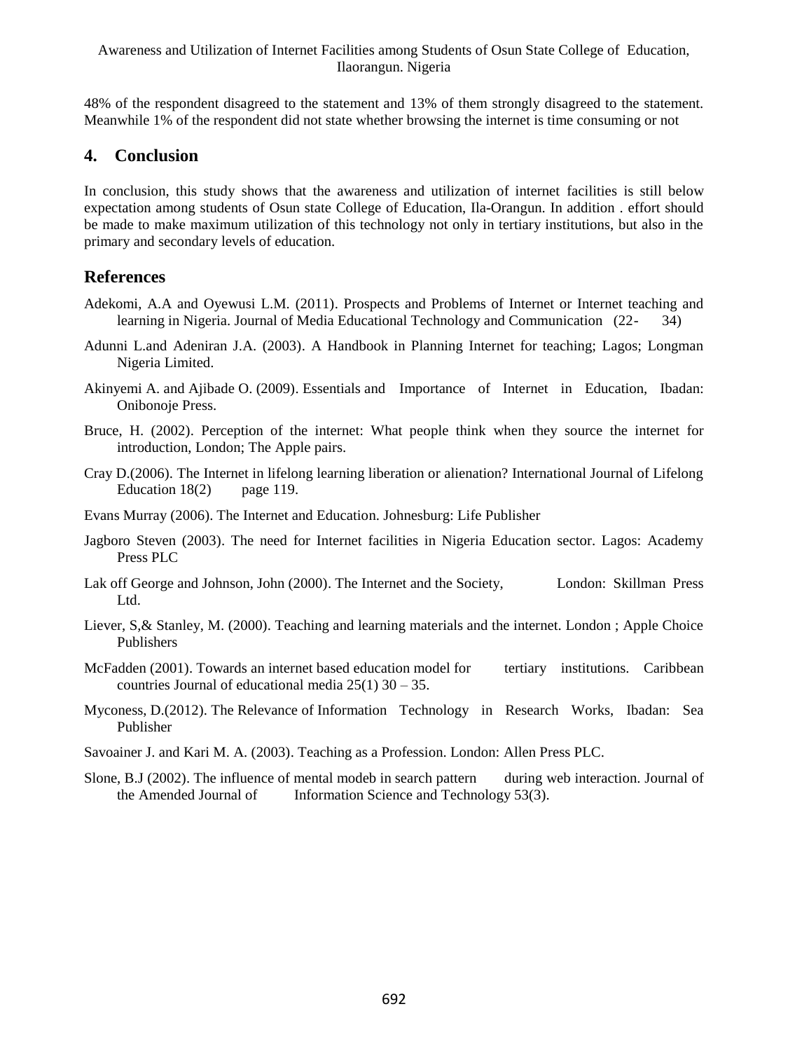48% of the respondent disagreed to the statement and 13% of them strongly disagreed to the statement. Meanwhile 1% of the respondent did not state whether browsing the internet is time consuming or not

## 4. Conclusion

In conclusion, this study shows that the awareness and utilization of internet facilities is still below expectation among students of Osun state College of Education, Ila-Orangun. In addition . effort should be made to make maximum utilization of this technology not only in tertiary institutions, but also in the primary and secondary levels of education.

## References

Adekomi, A.A and Oyewusi L.M. (2011). Prospects and Problems of Internet or Internet teaching and learning in Nigeria. Journal of Media Educational Technology and Communication (22- 34)

Adunni L.and Adeniran J.A. (2003). A Handbook in Planning Internet for teaching; Lagos; Longman Nigeria Limited.

Akinyemi A. and Ajibade O. (2009). Essentials and Importance of Internet in Education, Ibadan: Onibonoje Press.

Bruce, H. (2002). Perception of the internet: What people think when they source the internet for introduction, London; The Apple pairs.

Cray D.(2006). The Internet in lifelong learning liberation or alienation? International Journal of Lifelong Education 18(2) page 119.

Evans Murray (2006). The Internet and Education. Johnesburg: Life Publisher

Jagboro Steven (2003). The need for Internet facilities in Nigeria Education sector. Lagos: Academy Press PLC

Lak off George and Johnson, John (2000). The Internet and the Society, London: Skillman Press Ltd.

Liever, S,& Stanley, M. (2000). Teaching and learning materials and the internet. London ; Apple Choice Publishers

McFadden (2001). Towards an internet based education model for tertiary institutions. Caribbean countries Journal of educational media 25(1) 30 – 35.

Myconess, D.(2012). The Relevance of Information Technology in Research Works, Ibadan: Sea Publisher

Savoainer J. and Kari M. A. (2003). Teaching as a Profession. London: Allen Press PLC.

Slone, B.J (2002). The influence of mental modeb in search pattern during web interaction. Journal of the Amended Journal of Information Science and Technology 53(3).